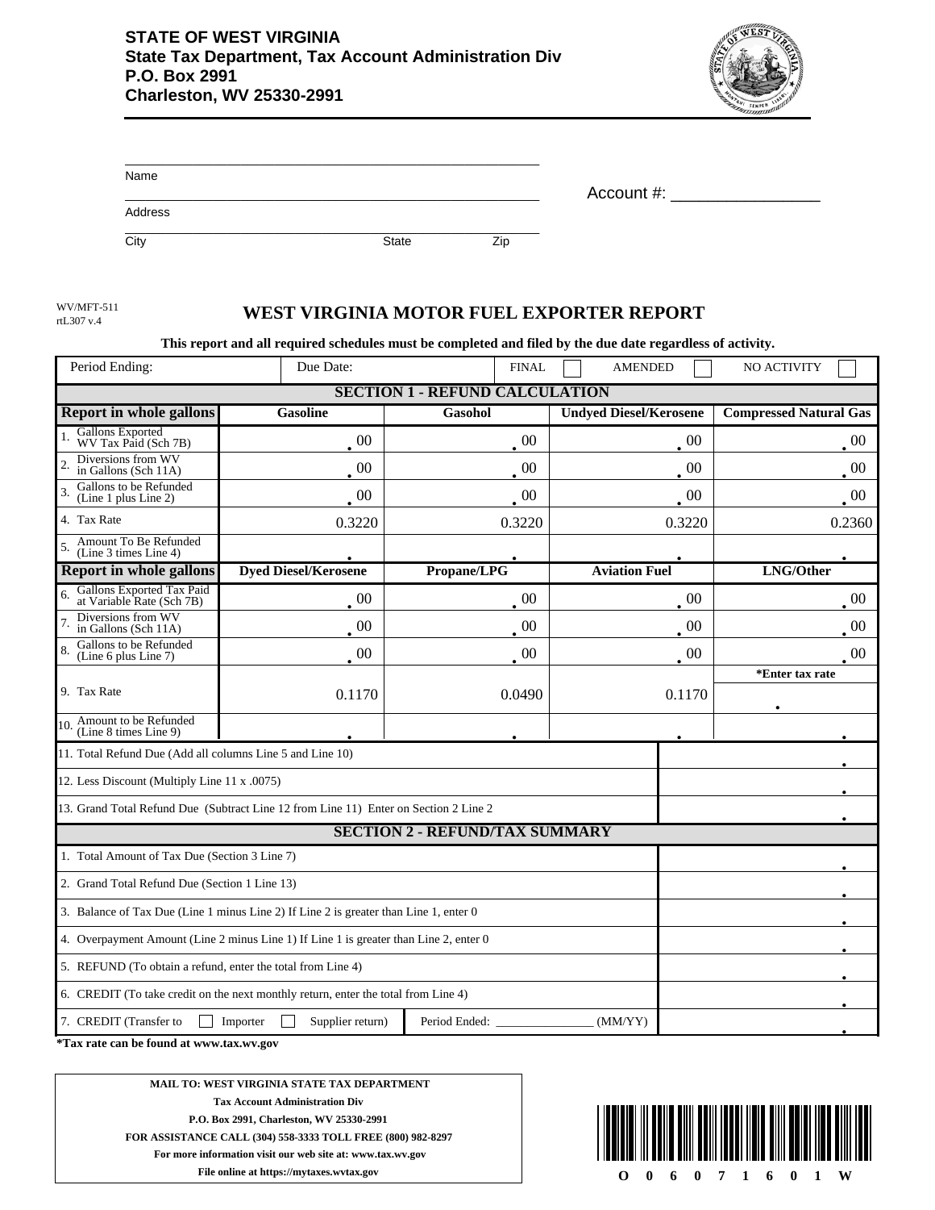**STATE OF WEST VIRGINIA**
**State Tax Department, Tax Account Administration Div**
**P.O. Box 2991**
**Charleston, WV 25330-2991**

Name

Address

City State Zip

Account #: ________________

WV/MFT-511
rtL307 v.4

# WEST VIRGINIA MOTOR FUEL EXPORTER REPORT

**This report and all required schedules must be completed and filed by the due date regardless of activity.**

| Period Ending: | Due Date: | FINAL ☐ | AMENDED ☐ | NO ACTIVITY ☐ |
|---|---|---|---|---|

## SECTION 1 - REFUND CALCULATION

| Report in whole gallons | Gasoline | Gasohol | Undyed Diesel/Kerosene | Compressed Natural Gas |
|---|---|---|---|---|
| 1. Gallons Exported WV Tax Paid (Sch 7B) | .00 | .00 | .00 | .00 |
| 2. Diversions from WV in Gallons (Sch 11A) | .00 | .00 | .00 | .00 |
| 3. Gallons to be Refunded (Line 1 plus Line 2) | .00 | .00 | .00 | .00 |
| 4. Tax Rate | 0.3220 | 0.3220 | 0.3220 | 0.2360 |
| 5. Amount To Be Refunded (Line 3 times Line 4) | . | . | . | . |
| **Report in whole gallons** | **Dyed Diesel/Kerosene** | **Propane/LPG** | **Aviation Fuel** | **LNG/Other** |
| 6. Gallons Exported Tax Paid at Variable Rate (Sch 7B) | .00 | .00 | .00 | .00 |
| 7. Diversions from WV in Gallons (Sch 11A) | .00 | .00 | .00 | .00 |
| 8. Gallons to be Refunded (Line 6 plus Line 7) | .00 | .00 | .00 | .00 |
| 9. Tax Rate | 0.1170 | 0.0490 | 0.1170 | *Enter tax rate . |
| 10. Amount to be Refunded (Line 8 times Line 9) | . | . | . | . |

| | |
|---|---|
| 11. Total Refund Due (Add all columns Line 5 and Line 10) | . |
| 12. Less Discount (Multiply Line 11 x .0075) | . |
| 13. Grand Total Refund Due (Subtract Line 12 from Line 11) Enter on Section 2 Line 2 | . |

## SECTION 2 - REFUND/TAX SUMMARY

| | |
|---|---|
| 1. Total Amount of Tax Due (Section 3 Line 7) | . |
| 2. Grand Total Refund Due (Section 1 Line 13) | . |
| 3. Balance of Tax Due (Line 1 minus Line 2) If Line 2 is greater than Line 1, enter 0 | . |
| 4. Overpayment Amount (Line 2 minus Line 1) If Line 1 is greater than Line 2, enter 0 | . |
| 5. REFUND (To obtain a refund, enter the total from Line 4) | . |
| 6. CREDIT (To take credit on the next monthly return, enter the total from Line 4) | . |
| 7. CREDIT (Transfer to ☐ Importer ☐ Supplier return) Period Ended: ______________ (MM/YY) | . |

*Tax rate can be found at www.tax.wv.gov

**MAIL TO: WEST VIRGINIA STATE TAX DEPARTMENT**
**Tax Account Administration Div**
**P.O. Box 2991, Charleston, WV 25330-2991**
**FOR ASSISTANCE CALL (304) 558-3333 TOLL FREE (800) 982-8297**
**For more information visit our web site at: www.tax.wv.gov**
**File online at https://mytaxes.wvtax.gov**

O 0 6 0 7 1 6 0 1 W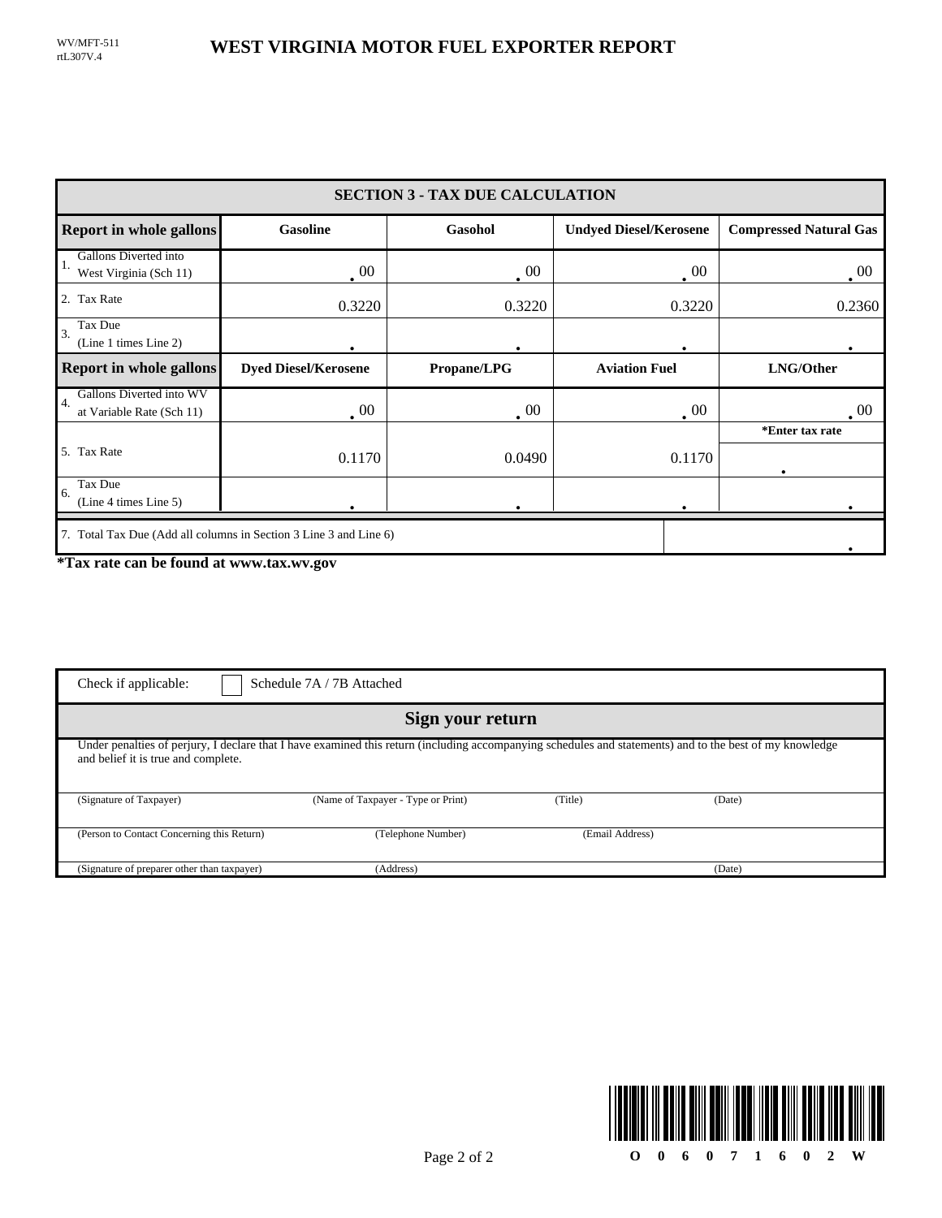WV/MFT-511
rtL307V.4

# WEST VIRGINIA MOTOR FUEL EXPORTER REPORT

| SECTION 3 - TAX DUE CALCULATION | | | | |
|---|---|---|---|---|
| **Report in whole gallons** | **Gasoline** | **Gasohol** | **Undyed Diesel/Kerosene** | **Compressed Natural Gas** |
| 1. Gallons Diverted into West Virginia (Sch 11) | . 00 | . 00 | . 00 | . 00 |
| 2. Tax Rate | 0.3220 | 0.3220 | 0.3220 | 0.2360 |
| 3. Tax Due (Line 1 times Line 2) | . | . | . | . |
| **Report in whole gallons** | **Dyed Diesel/Kerosene** | **Propane/LPG** | **Aviation Fuel** | **LNG/Other** |
| 4. Gallons Diverted into WV at Variable Rate (Sch 11) | . 00 | . 00 | . 00 | . 00 |
| 5. Tax Rate | 0.1170 | 0.0490 | 0.1170 | *Enter tax rate . |
| 6. Tax Due (Line 4 times Line 5) | . | . | . | . |
| 7. Total Tax Due (Add all columns in Section 3 Line 3 and Line 6) | | | | . |

***Tax rate can be found at www.tax.wv.gov**

Check if applicable: ☐ Schedule 7A / 7B Attached

## Sign your return

Under penalties of perjury, I declare that I have examined this return (including accompanying schedules and statements) and to the best of my knowledge and belief it is true and complete.

(Signature of Taxpayer) (Name of Taxpayer - Type or Print) (Title) (Date)

(Person to Contact Concerning this Return) (Telephone Number) (Email Address)

(Signature of preparer other than taxpayer) (Address) (Date)

O 0 6 0 7 1 6 0 2 W